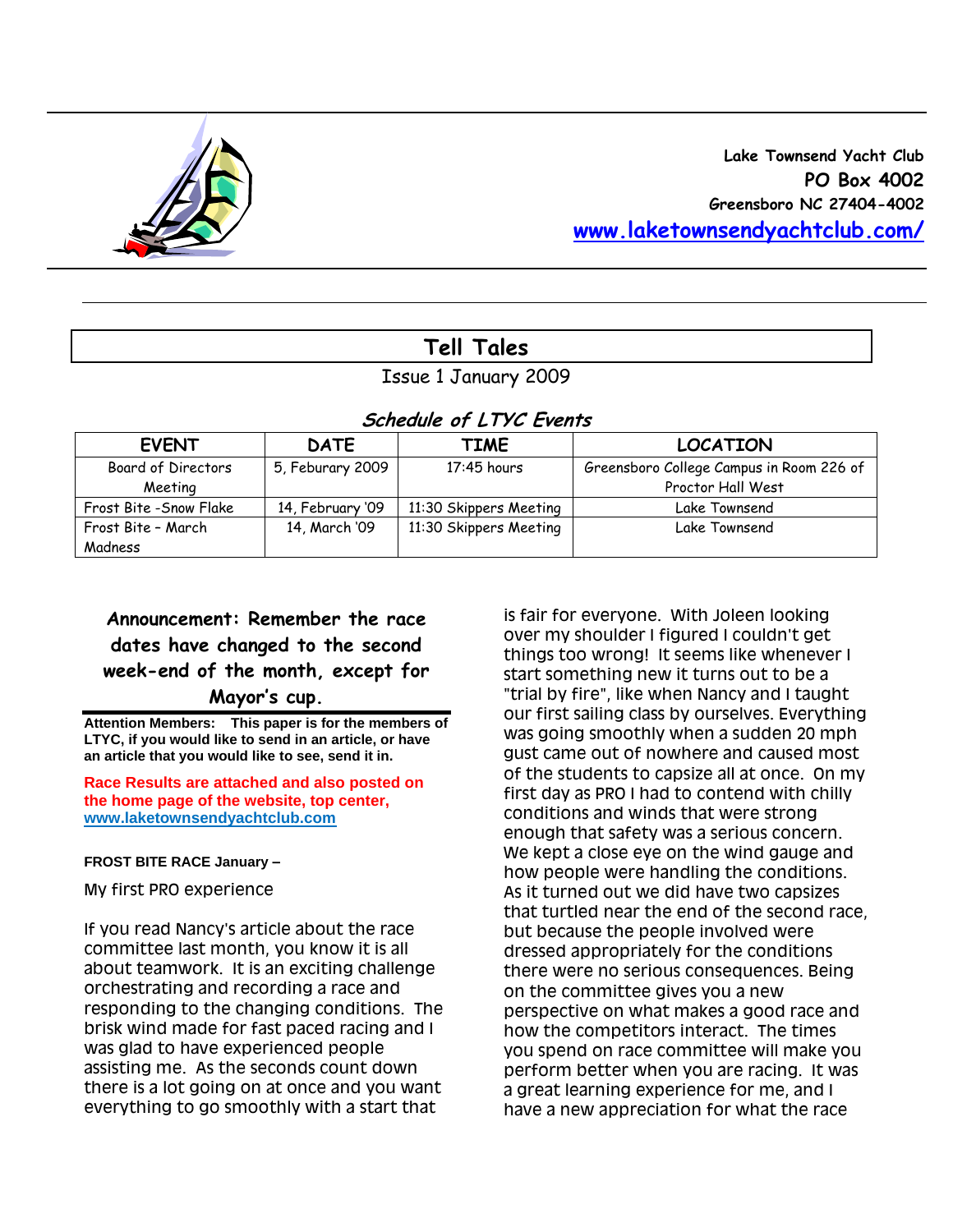Lake Townsend Yacht Club
PO Box 4002
Greensboro NC 27404-4002
[www.laketownsendyachtclub.com/](http://www.laketownsendyachtclub.com/)

# Tell Tales

Issue 1 January 2009

### *Schedule of LTYC Events*

| EVENT | DATE | TIME | LOCATION |
|---|---|---|---|
| Board of Directors Meeting | 5, Feburary 2009 | 17:45 hours | Greensboro College Campus in Room 226 of Proctor Hall West |
| Frost Bite -Snow Flake | 14, February '09 | 11:30 Skippers Meeting | Lake Townsend |
| Frost Bite - March Madness | 14, March '09 | 11:30 Skippers Meeting | Lake Townsend |

**Announcement: Remember the race dates have changed to the second week-end of the month, except for Mayor's cup.**

**Attention Members: This paper is for the members of LTYC, if you would like to send in an article, or have an article that you would like to see, send it in.**

**Race Results are attached and also posted on the home page of the website, top center, [www.laketownsendyachtclub.com](http://www.laketownsendyachtclub.com)**

**FROST BITE RACE January –**

My first PRO experience

If you read Nancy's article about the race committee last month, you know it is all about teamwork. It is an exciting challenge orchestrating and recording a race and responding to the changing conditions. The brisk wind made for fast paced racing and I was glad to have experienced people assisting me. As the seconds count down there is a lot going on at once and you want everything to go smoothly with a start that is fair for everyone. With Joleen looking over my shoulder I figured I couldn't get things too wrong! It seems like whenever I start something new it turns out to be a "trial by fire", like when Nancy and I taught our first sailing class by ourselves. Everything was going smoothly when a sudden 20 mph gust came out of nowhere and caused most of the students to capsize all at once. On my first day as PRO I had to contend with chilly conditions and winds that were strong enough that safety was a serious concern. We kept a close eye on the wind gauge and how people were handling the conditions. As it turned out we did have two capsizes that turtled near the end of the second race, but because the people involved were dressed appropriately for the conditions there were no serious consequences. Being on the committee gives you a new perspective on what makes a good race and how the competitors interact. The times you spend on race committee will make you perform better when you are racing. It was a great learning experience for me, and I have a new appreciation for what the race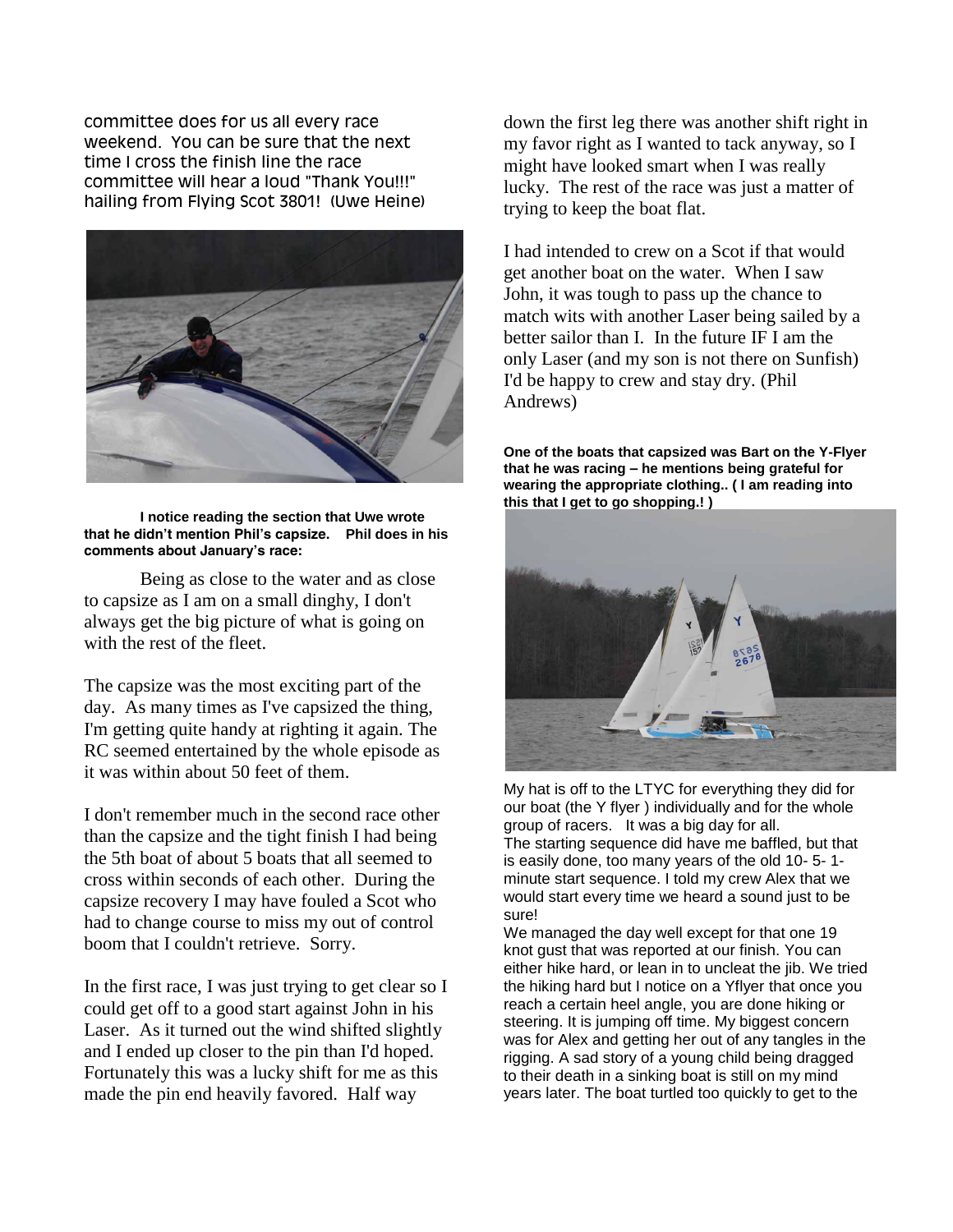committee does for us all every race weekend. You can be sure that the next time I cross the finish line the race committee will hear a loud "Thank You!!!" hailing from Flying Scot 3801! (Uwe Heine)

**I notice reading the section that Uwe wrote that he didn't mention Phil's capsize. Phil does in his comments about January's race:**

Being as close to the water and as close to capsize as I am on a small dinghy, I don't always get the big picture of what is going on with the rest of the fleet.

The capsize was the most exciting part of the day. As many times as I've capsized the thing, I'm getting quite handy at righting it again. The RC seemed entertained by the whole episode as it was within about 50 feet of them.

I don't remember much in the second race other than the capsize and the tight finish I had being the 5th boat of about 5 boats that all seemed to cross within seconds of each other. During the capsize recovery I may have fouled a Scot who had to change course to miss my out of control boom that I couldn't retrieve. Sorry.

In the first race, I was just trying to get clear so I could get off to a good start against John in his Laser. As it turned out the wind shifted slightly and I ended up closer to the pin than I'd hoped. Fortunately this was a lucky shift for me as this made the pin end heavily favored. Half way down the first leg there was another shift right in my favor right as I wanted to tack anyway, so I might have looked smart when I was really lucky. The rest of the race was just a matter of trying to keep the boat flat.

I had intended to crew on a Scot if that would get another boat on the water. When I saw John, it was tough to pass up the chance to match wits with another Laser being sailed by a better sailor than I. In the future IF I am the only Laser (and my son is not there on Sunfish) I'd be happy to crew and stay dry. (Phil Andrews)

**One of the boats that capsized was Bart on the Y-Flyer that he was racing – he mentions being grateful for wearing the appropriate clothing.. ( I am reading into this that I get to go shopping.! )**

My hat is off to the LTYC for everything they did for our boat (the Y flyer ) individually and for the whole group of racers. It was a big day for all.
The starting sequence did have me baffled, but that is easily done, too many years of the old 10- 5- 1-minute start sequence. I told my crew Alex that we would start every time we heard a sound just to be sure!
We managed the day well except for that one 19 knot gust that was reported at our finish. You can either hike hard, or lean in to uncleat the jib. We tried the hiking hard but I notice on a Yflyer that once you reach a certain heel angle, you are done hiking or steering. It is jumping off time. My biggest concern was for Alex and getting her out of any tangles in the rigging. A sad story of a young child being dragged to their death in a sinking boat is still on my mind years later. The boat turtled too quickly to get to the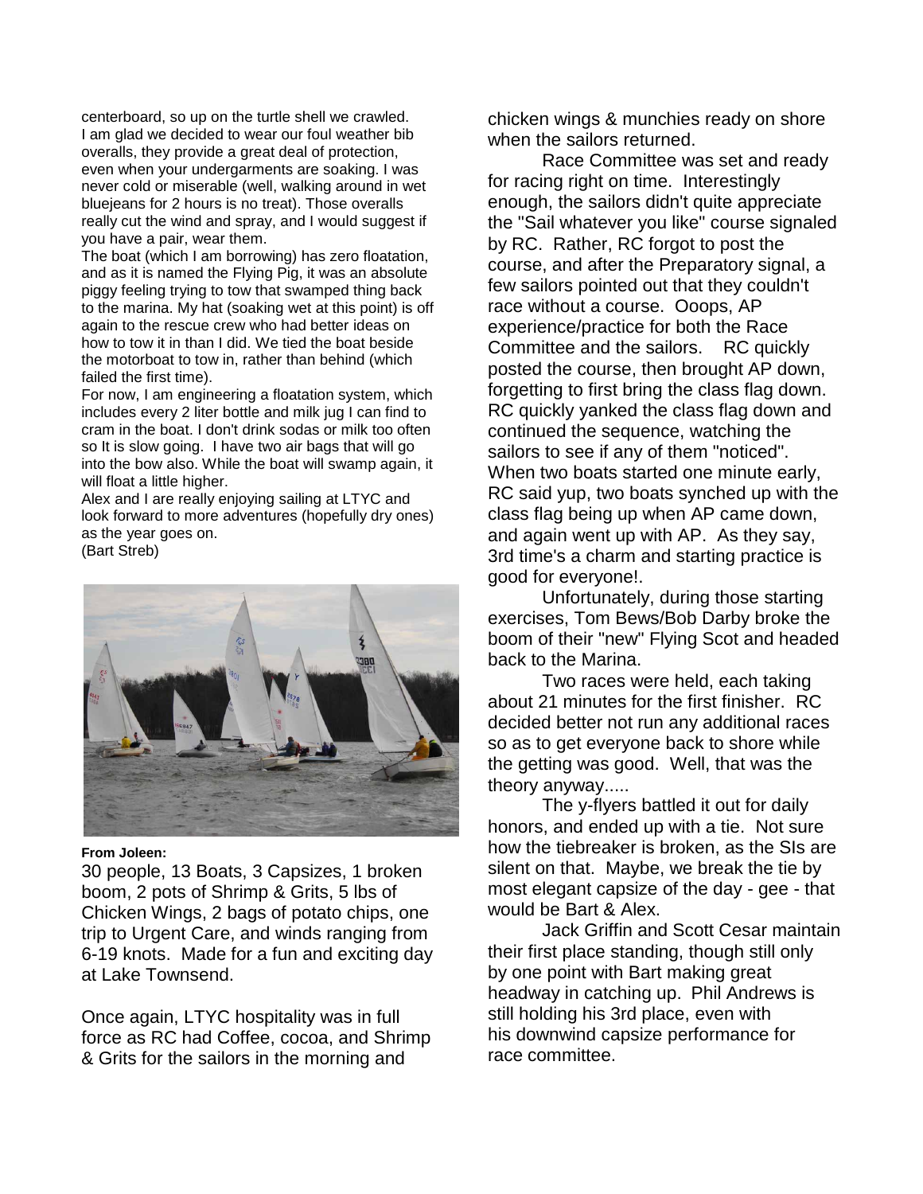centerboard, so up on the turtle shell we crawled. I am glad we decided to wear our foul weather bib overalls, they provide a great deal of protection, even when your undergarments are soaking. I was never cold or miserable (well, walking around in wet bluejeans for 2 hours is no treat). Those overalls really cut the wind and spray, and I would suggest if you have a pair, wear them.

The boat (which I am borrowing) has zero floatation, and as it is named the Flying Pig, it was an absolute piggy feeling trying to tow that swamped thing back to the marina. My hat (soaking wet at this point) is off again to the rescue crew who had better ideas on how to tow it in than I did. We tied the boat beside the motorboat to tow in, rather than behind (which failed the first time).

For now, I am engineering a floatation system, which includes every 2 liter bottle and milk jug I can find to cram in the boat. I don't drink sodas or milk too often so It is slow going. I have two air bags that will go into the bow also. While the boat will swamp again, it will float a little higher.

Alex and I are really enjoying sailing at LTYC and look forward to more adventures (hopefully dry ones) as the year goes on.

(Bart Streb)

**From Joleen:**

30 people, 13 Boats, 3 Capsizes, 1 broken boom, 2 pots of Shrimp & Grits, 5 lbs of Chicken Wings, 2 bags of potato chips, one trip to Urgent Care, and winds ranging from 6-19 knots. Made for a fun and exciting day at Lake Townsend.

Once again, LTYC hospitality was in full force as RC had Coffee, cocoa, and Shrimp & Grits for the sailors in the morning and chicken wings & munchies ready on shore when the sailors returned.

Race Committee was set and ready for racing right on time. Interestingly enough, the sailors didn't quite appreciate the "Sail whatever you like" course signaled by RC. Rather, RC forgot to post the course, and after the Preparatory signal, a few sailors pointed out that they couldn't race without a course. Ooops, AP experience/practice for both the Race Committee and the sailors. RC quickly posted the course, then brought AP down, forgetting to first bring the class flag down. RC quickly yanked the class flag down and continued the sequence, watching the sailors to see if any of them "noticed". When two boats started one minute early, RC said yup, two boats synched up with the class flag being up when AP came down, and again went up with AP. As they say, 3rd time's a charm and starting practice is good for everyone!.

Unfortunately, during those starting exercises, Tom Bews/Bob Darby broke the boom of their "new" Flying Scot and headed back to the Marina.

Two races were held, each taking about 21 minutes for the first finisher. RC decided better not run any additional races so as to get everyone back to shore while the getting was good. Well, that was the theory anyway.....

The y-flyers battled it out for daily honors, and ended up with a tie. Not sure how the tiebreaker is broken, as the SIs are silent on that. Maybe, we break the tie by most elegant capsize of the day - gee - that would be Bart & Alex.

Jack Griffin and Scott Cesar maintain their first place standing, though still only by one point with Bart making great headway in catching up. Phil Andrews is still holding his 3rd place, even with his downwind capsize performance for race committee.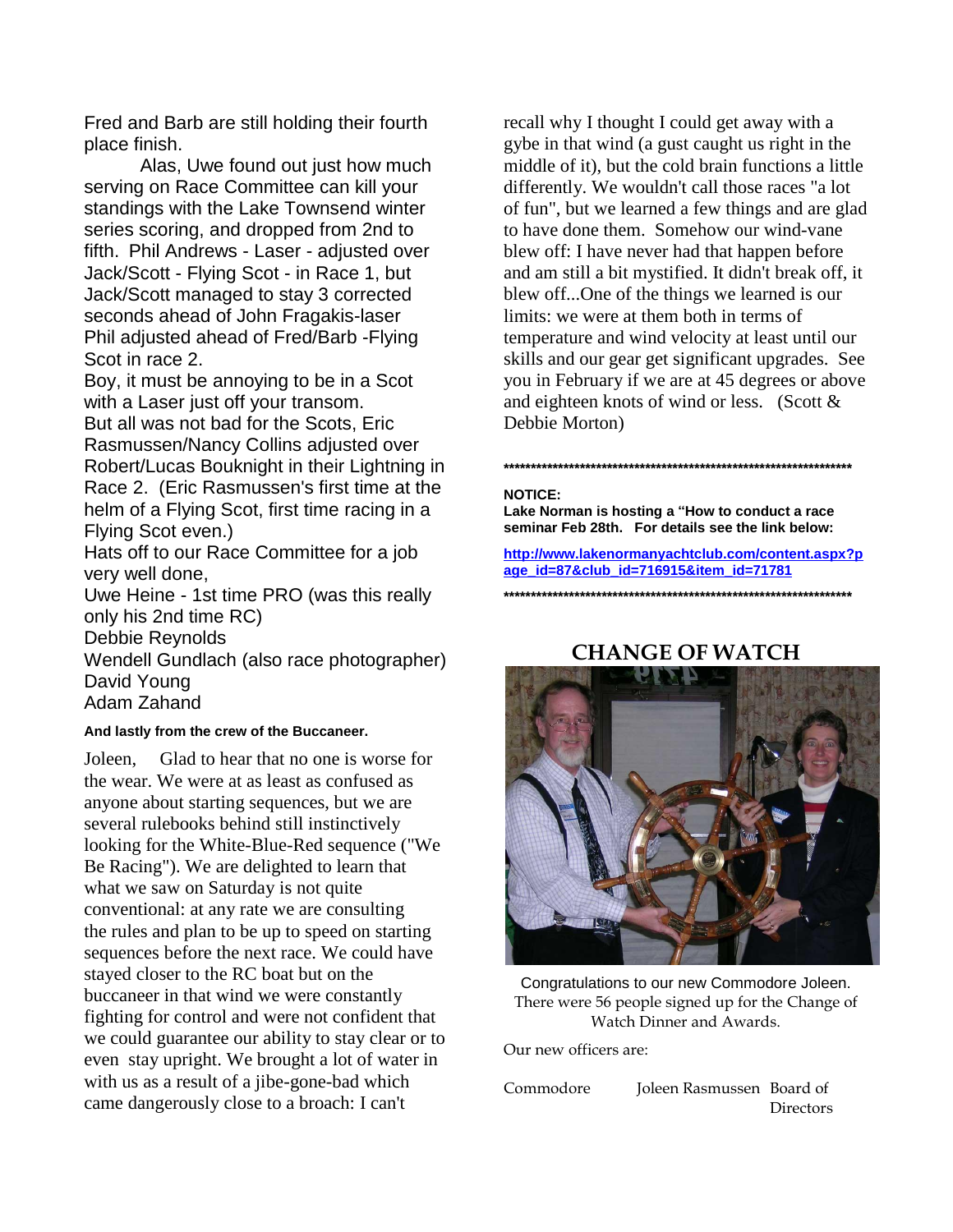Fred and Barb are still holding their fourth place finish.

Alas, Uwe found out just how much serving on Race Committee can kill your standings with the Lake Townsend winter series scoring, and dropped from 2nd to fifth. Phil Andrews - Laser - adjusted over Jack/Scott - Flying Scot - in Race 1, but Jack/Scott managed to stay 3 corrected seconds ahead of John Fragakis-laser Phil adjusted ahead of Fred/Barb -Flying Scot in race 2.

Boy, it must be annoying to be in a Scot with a Laser just off your transom.

But all was not bad for the Scots, Eric Rasmussen/Nancy Collins adjusted over Robert/Lucas Bouknight in their Lightning in Race 2. (Eric Rasmussen's first time at the helm of a Flying Scot, first time racing in a Flying Scot even.)

Hats off to our Race Committee for a job very well done,

Uwe Heine - 1st time PRO (was this really only his 2nd time RC)

Debbie Reynolds

Wendell Gundlach (also race photographer)

David Young

Adam Zahand

**And lastly from the crew of the Buccaneer.**

Joleen, Glad to hear that no one is worse for the wear. We were at as least as confused as anyone about starting sequences, but we are several rulebooks behind still instinctively looking for the White-Blue-Red sequence ("We Be Racing"). We are delighted to learn that what we saw on Saturday is not quite conventional: at any rate we are consulting the rules and plan to be up to speed on starting sequences before the next race. We could have stayed closer to the RC boat but on the buccaneer in that wind we were constantly fighting for control and were not confident that we could guarantee our ability to stay clear or to even stay upright. We brought a lot of water in with us as a result of a jibe-gone-bad which came dangerously close to a broach: I can't recall why I thought I could get away with a gybe in that wind (a gust caught us right in the middle of it), but the cold brain functions a little differently. We wouldn't call those races "a lot of fun", but we learned a few things and are glad to have done them. Somehow our wind-vane blew off: I have never had that happen before and am still a bit mystified. It didn't break off, it blew off...One of the things we learned is our limits: we were at them both in terms of temperature and wind velocity at least until our skills and our gear get significant upgrades. See you in February if we are at 45 degrees or above and eighteen knots of wind or less. (Scott & Debbie Morton)

******************************************************************

**NOTICE:**

**Lake Norman is hosting a "How to conduct a race seminar Feb 28th. For details see the link below:**

**http://www.lakenormanyachtclub.com/content.aspx?page_id=87&club_id=716915&item_id=71781**

******************************************************************

## CHANGE OF WATCH

Congratulations to our new Commodore Joleen. There were 56 people signed up for the Change of Watch Dinner and Awards.

Our new officers are:

| Commodore | Joleen Rasmussen | Board of Directors |
|---|---|---|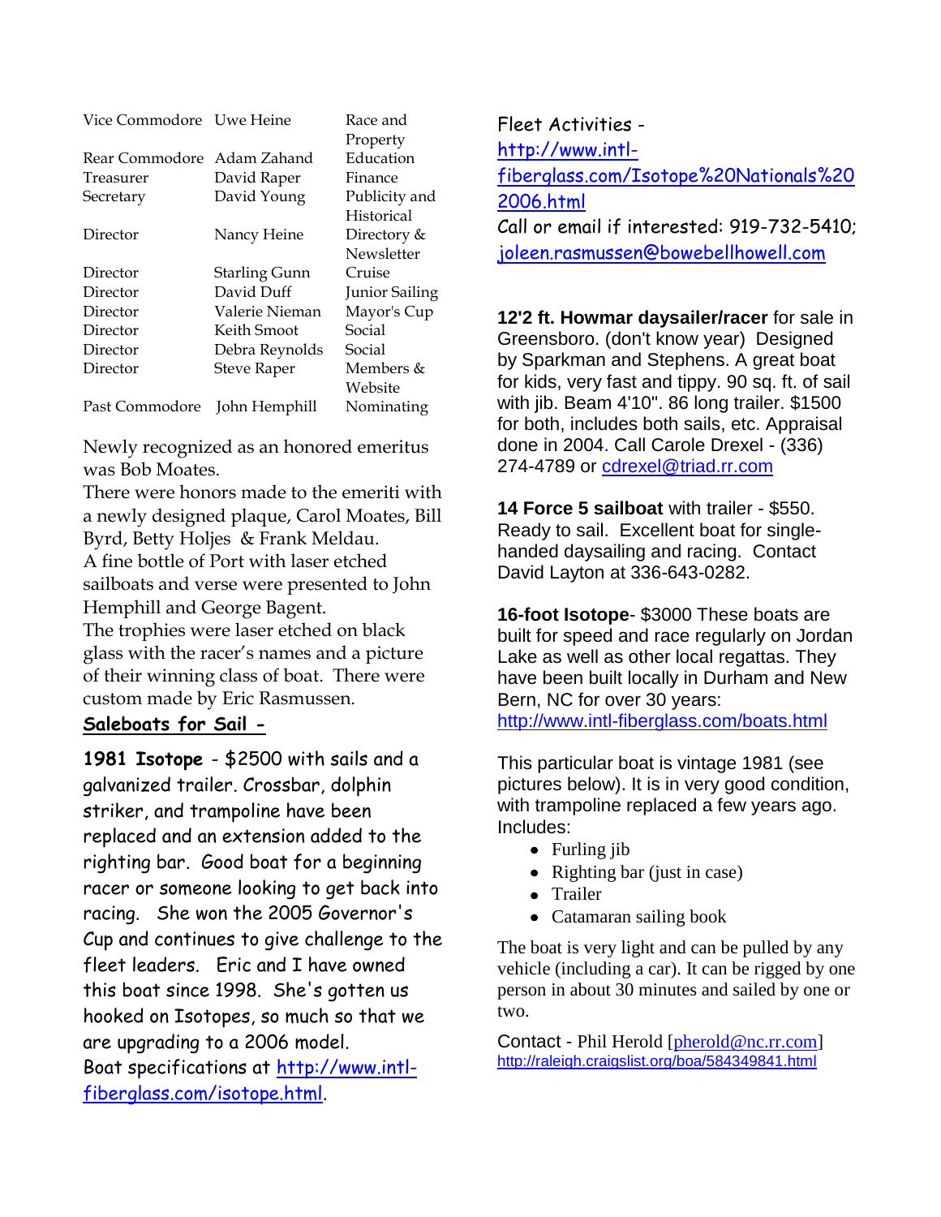| | | |
|---|---|---|
| Vice Commodore | Uwe Heine | Race and Property |
| Rear Commodore | Adam Zahand | Education |
| Treasurer | David Raper | Finance |
| Secretary | David Young | Publicity and Historical |
| Director | Nancy Heine | Directory & Newsletter |
| Director | Starling Gunn | Cruise |
| Director | David Duff | Junior Sailing |
| Director | Valerie Nieman | Mayor's Cup |
| Director | Keith Smoot | Social |
| Director | Debra Reynolds | Social |
| Director | Steve Raper | Members & Website |
| Past Commodore | John Hemphill | Nominating |

Newly recognized as an honored emeritus was Bob Moates.

There were honors made to the emeriti with a newly designed plaque, Carol Moates, Bill Byrd, Betty Holjes & Frank Meldau.

A fine bottle of Port with laser etched sailboats and verse were presented to John Hemphill and George Bagent.

The trophies were laser etched on black glass with the racer's names and a picture of their winning class of boat. There were custom made by Eric Rasmussen.

## Saleboats for Sail -

**1981 Isotope** - $2500 with sails and a galvanized trailer. Crossbar, dolphin striker, and trampoline have been replaced and an extension added to the righting bar. Good boat for a beginning racer or someone looking to get back into racing. She won the 2005 Governor's Cup and continues to give challenge to the fleet leaders. Eric and I have owned this boat since 1998. She's gotten us hooked on Isotopes, so much so that we are upgrading to a 2006 model.
Boat specifications at http://www.intl-fiberglass.com/isotope.html.

Fleet Activities - http://www.intl-fiberglass.com/Isotope%20Nationals%202006.html
Call or email if interested: 919-732-5410; joleen.rasmussen@bowebellhowell.com

**12'2 ft. Howmar daysailer/racer** for sale in Greensboro. (don't know year) Designed by Sparkman and Stephens. A great boat for kids, very fast and tippy. 90 sq. ft. of sail with jib. Beam 4'10". 86 long trailer. $1500 for both, includes both sails, etc. Appraisal done in 2004. Call Carole Drexel - (336) 274-4789 or cdrexel@triad.rr.com

**14 Force 5 sailboat** with trailer - $550. Ready to sail. Excellent boat for single-handed daysailing and racing. Contact David Layton at 336-643-0282.

**16-foot Isotope**- $3000 These boats are built for speed and race regularly on Jordan Lake as well as other local regattas. They have been built locally in Durham and New Bern, NC for over 30 years: http://www.intl-fiberglass.com/boats.html

This particular boat is vintage 1981 (see pictures below). It is in very good condition, with trampoline replaced a few years ago. Includes:

- Furling jib
- Righting bar (just in case)
- Trailer
- Catamaran sailing book

The boat is very light and can be pulled by any vehicle (including a car). It can be rigged by one person in about 30 minutes and sailed by one or two.

Contact - Phil Herold [pherold@nc.rr.com]
http://raleigh.craigslist.org/boa/584349841.html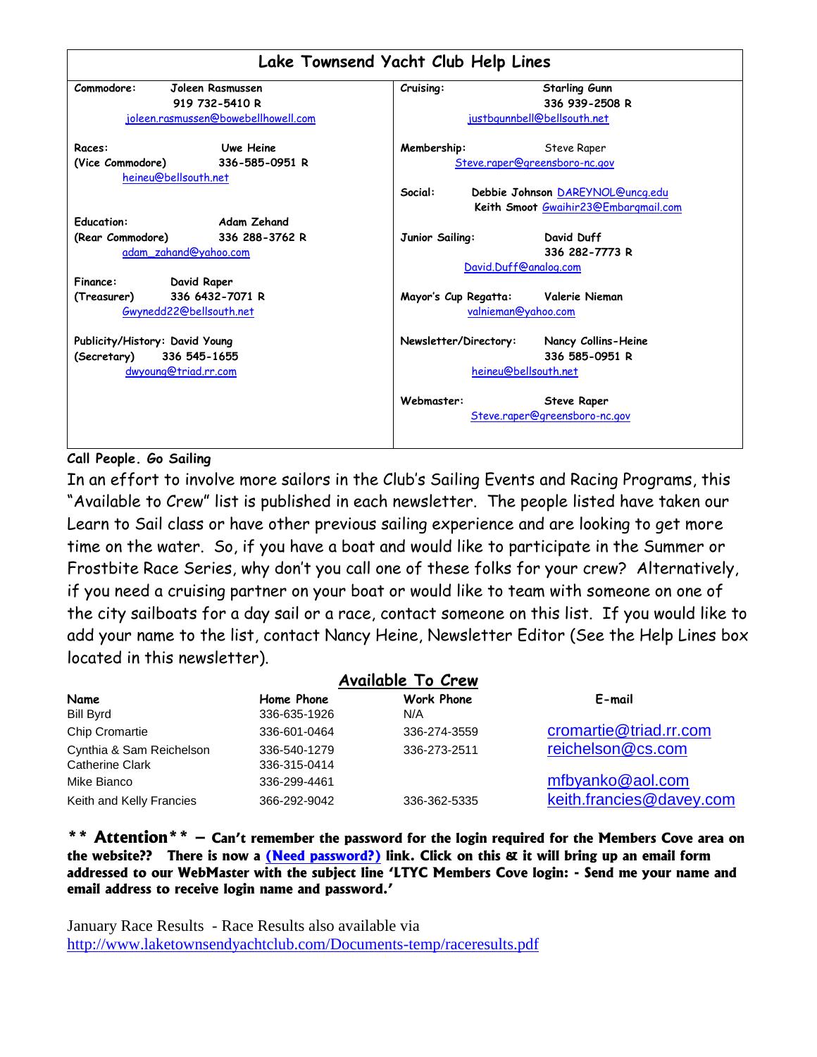## Lake Townsend Yacht Club Help Lines

**Commodore:** Joleen Rasmussen
919 732-5410 R
joleen.rasmussen@bowebellhowell.com

**Races:** Uwe Heine
**(Vice Commodore)** 336-585-0951 R
heineu@bellsouth.net

**Education:** Adam Zehand
**(Rear Commodore)** 336 288-3762 R
adam_zahand@yahoo.com

**Finance:** David Raper
**(Treasurer)** 336 6432-7071 R
Gwynedd22@bellsouth.net

**Publicity/History:** David Young
**(Secretary)** 336 545-1655
dwyoung@triad.rr.com

**Cruising:** Starling Gunn
336 939-2508 R
justbgunnbell@bellsouth.net

**Membership:** Steve Raper
Steve.raper@greensboro-nc.gov

**Social:** Debbie Johnson DAREYNOL@uncg.edu
Keith Smoot Gwaihir23@Embarqmail.com

**Junior Sailing:** David Duff
336 282-7773 R
David.Duff@analog.com

**Mayor's Cup Regatta:** Valerie Nieman
valnieman@yahoo.com

**Newsletter/Directory:** Nancy Collins-Heine
336 585-0951 R
heineu@bellsouth.net

**Webmaster:** Steve Raper
Steve.raper@greensboro-nc.gov

**Call People. Go Sailing**

In an effort to involve more sailors in the Club's Sailing Events and Racing Programs, this "Available to Crew" list is published in each newsletter. The people listed have taken our Learn to Sail class or have other previous sailing experience and are looking to get more time on the water. So, if you have a boat and would like to participate in the Summer or Frostbite Race Series, why don't you call one of these folks for your crew? Alternatively, if you need a cruising partner on your boat or would like to team with someone on one of the city sailboats for a day sail or a race, contact someone on this list. If you would like to add your name to the list, contact Nancy Heine, Newsletter Editor (See the Help Lines box located in this newsletter).

### Available To Crew

| Name | Home Phone | Work Phone | E-mail |
|---|---|---|---|
| Bill Byrd | 336-635-1926 | N/A | |
| Chip Cromartie | 336-601-0464 | 336-274-3559 | cromartie@triad.rr.com |
| Cynthia & Sam Reichelson | 336-540-1279 | 336-273-2511 | reichelson@cs.com |
| Catherine Clark | 336-315-0414 | | |
| Mike Bianco | 336-299-4461 | | mfbyanko@aol.com |
| Keith and Kelly Francies | 366-292-9042 | 336-362-5335 | keith.francies@davey.com |

**\*\* Attention\*\* – Can't remember the password for the login required for the Members Cove area on the website?? There is now a (Need password?) link. Click on this & it will bring up an email form addressed to our WebMaster with the subject line 'LTYC Members Cove login: - Send me your name and email address to receive login name and password.'**

January Race Results - Race Results also available via
http://www.laketownsendyachtclub.com/Documents-temp/raceresults.pdf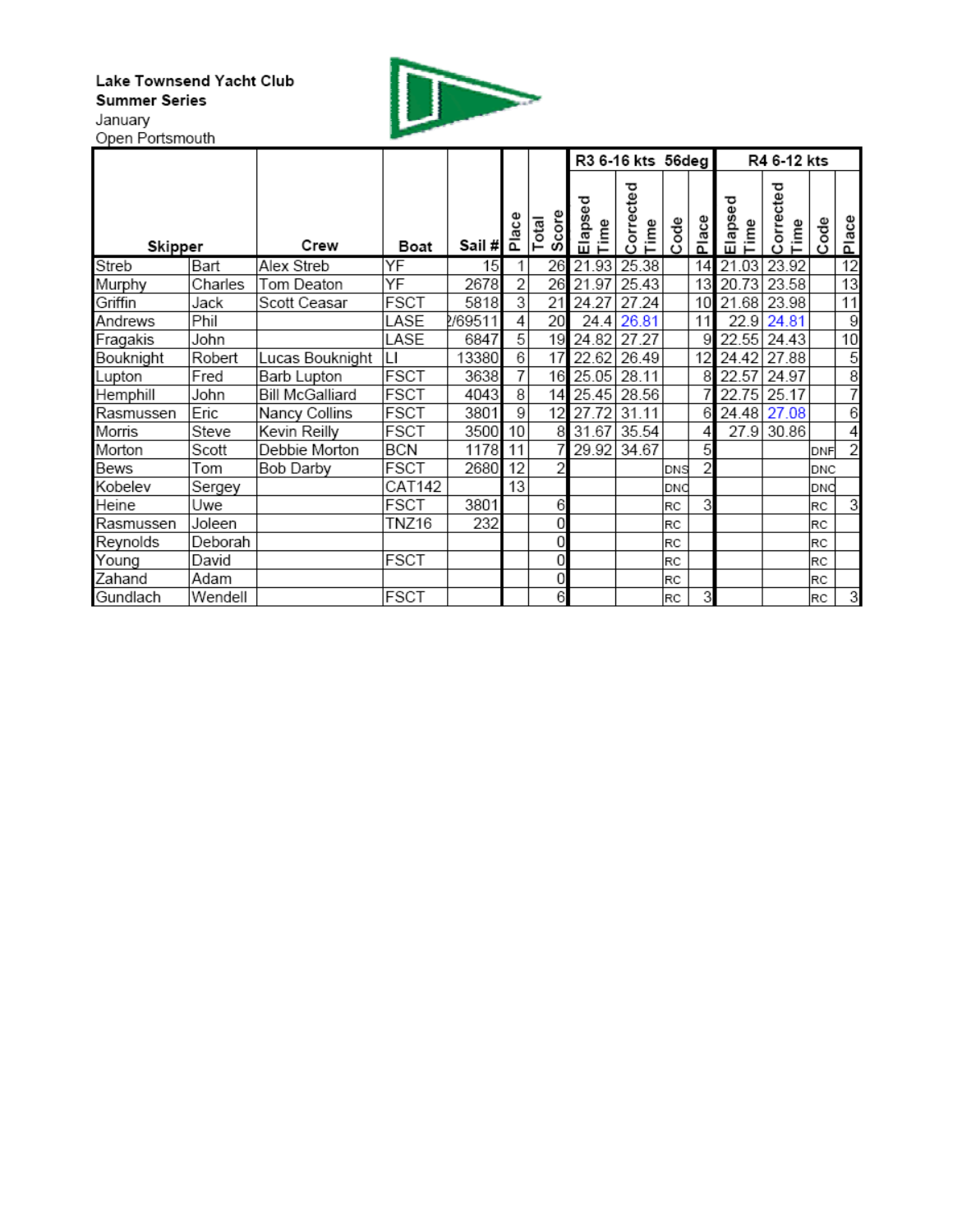**Lake Townsend Yacht Club**
**Summer Series**
January
Open Portsmouth

| Skipper | | Crew | Boat | Sail # | Place | Total Score | R3 6-16 kts 56deg | | | | R4 6-12 kts | | | |
|---|---|---|---|---|---|---|---|---|---|---|---|---|---|---|
| | | | | | | | Elapsed Time | Corrected Time | Code | Place | Elapsed Time | Corrected Time | Code | Place |
| Streb | Bart | Alex Streb | YF | 15 | 1 | 26 | 21.93 | 25.38 | | 14 | 21.03 | 23.92 | | 12 |
| Murphy | Charles | Tom Deaton | YF | 2678 | 2 | 26 | 21.97 | 25.43 | | 13 | 20.73 | 23.58 | | 13 |
| Griffin | Jack | Scott Ceasar | FSCT | 5818 | 3 | 21 | 24.27 | 27.24 | | 10 | 21.68 | 23.98 | | 11 |
| Andrews | Phil | | LASE | 2/69511 | 4 | 20 | 24.4 | 26.81 | | 11 | 22.9 | 24.81 | | 9 |
| Fragakis | John | | LASE | 6847 | 5 | 19 | 24.82 | 27.27 | | 9 | 22.55 | 24.43 | | 10 |
| Bouknight | Robert | Lucas Bouknight | LI | 13380 | 6 | 17 | 22.62 | 26.49 | | 12 | 24.42 | 27.88 | | 5 |
| Lupton | Fred | Barb Lupton | FSCT | 3638 | 7 | 16 | 25.05 | 28.11 | | 8 | 22.57 | 24.97 | | 8 |
| Hemphill | John | Bill McGalliard | FSCT | 4043 | 8 | 14 | 25.45 | 28.56 | | 7 | 22.75 | 25.17 | | 7 |
| Rasmussen | Eric | Nancy Collins | FSCT | 3801 | 9 | 12 | 27.72 | 31.11 | | 6 | 24.48 | 27.08 | | 6 |
| Morris | Steve | Kevin Reilly | FSCT | 3500 | 10 | 8 | 31.67 | 35.54 | | 4 | 27.9 | 30.86 | | 4 |
| Morton | Scott | Debbie Morton | BCN | 1178 | 11 | 7 | 29.92 | 34.67 | | 5 | | | DNF | 2 |
| Bews | Tom | Bob Darby | FSCT | 2680 | 12 | 2 | | | DNS | 2 | | | DNC | |
| Kobelev | Sergey | | CAT142 | | 13 | | | | DNC | | | | DNC | |
| Heine | Uwe | | FSCT | 3801 | | 6 | | | RC | 3 | | | RC | 3 |
| Rasmussen | Joleen | | TNZ16 | 232 | | 0 | | | RC | | | | RC | |
| Reynolds | Deborah | | | | | 0 | | | RC | | | | RC | |
| Young | David | | FSCT | | | 0 | | | RC | | | | RC | |
| Zahand | Adam | | | | | 0 | | | RC | | | | RC | |
| Gundlach | Wendell | | FSCT | | | 6 | | | RC | 3 | | | RC | 3 |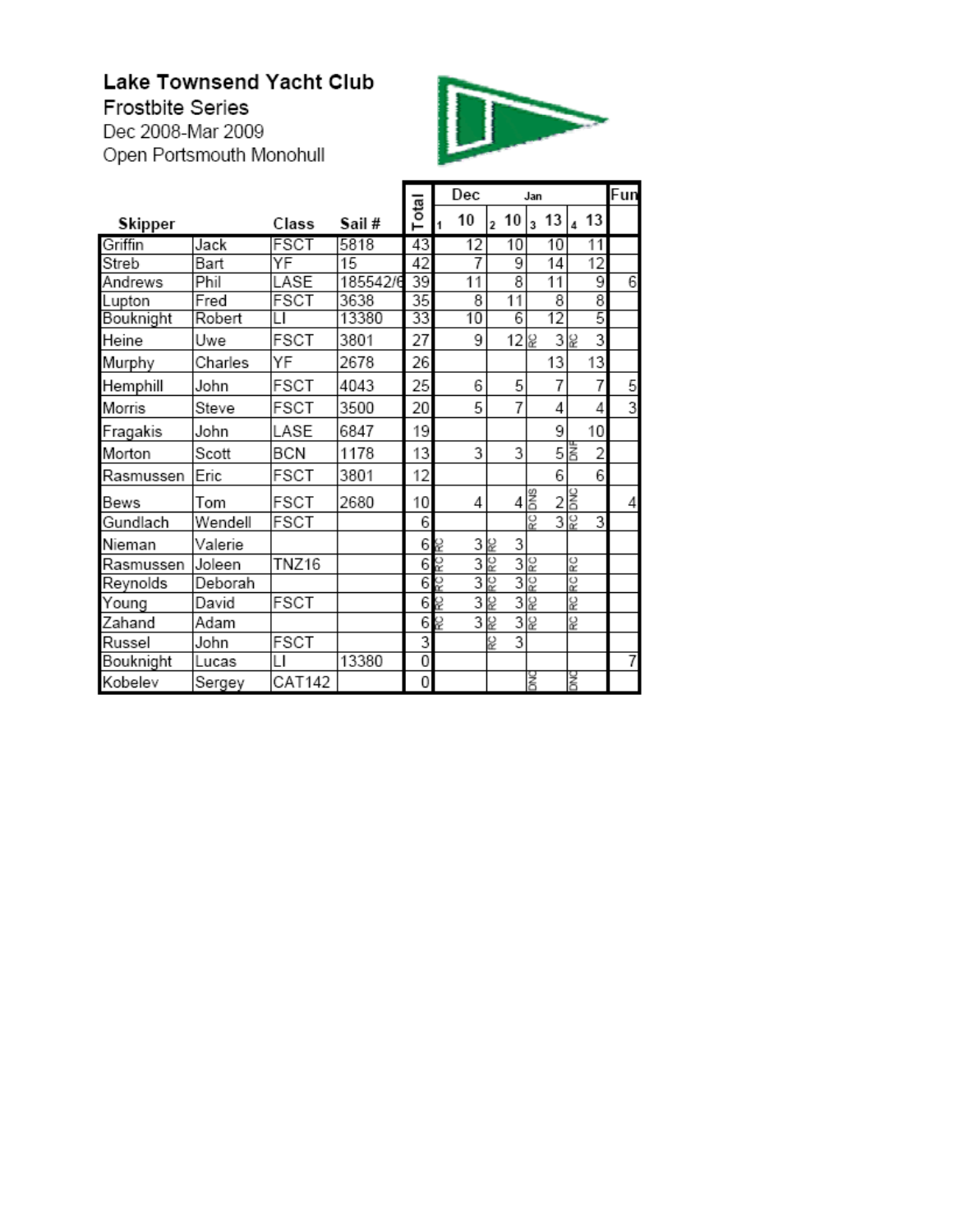**Lake Townsend Yacht Club**

Frostbite Series

Dec 2008-Mar 2009

Open Portsmouth Monohull

| Skipper | | Class | Sail # | Total | Dec 1 10 | Dec 2 10 | Jan 3 13 | Jan 4 13 | Fun |
|---|---|---|---|---|---|---|---|---|---|
| Griffin | Jack | FSCT | 5818 | 43 | 12 | 10 | 10 | 11 | |
| Streb | Bart | YF | 15 | 42 | 7 | 9 | 14 | 12 | |
| Andrews | Phil | LASE | 185542/6 | 39 | 11 | 8 | 11 | 9 | 6 |
| Lupton | Fred | FSCT | 3638 | 35 | 8 | 11 | 8 | 8 | |
| Bouknight | Robert | LI | 13380 | 33 | 10 | 6 | 12 | 5 | |
| Heine | Uwe | FSCT | 3801 | 27 | 9 | 12 | RC 3 | RC 3 | |
| Murphy | Charles | YF | 2678 | 26 | | | 13 | 13 | |
| Hemphill | John | FSCT | 4043 | 25 | 6 | 5 | 7 | 7 | 5 |
| Morris | Steve | FSCT | 3500 | 20 | 5 | 7 | 4 | 4 | 3 |
| Fragakis | John | LASE | 6847 | 19 | | | 9 | 10 | |
| Morton | Scott | BCN | 1178 | 13 | 3 | 3 | 5 | DNF 2 | |
| Rasmussen | Eric | FSCT | 3801 | 12 | | | 6 | 6 | |
| Bews | Tom | FSCT | 2680 | 10 | 4 | 4 | DNS 2 | DNC | 4 |
| Gundlach | Wendell | FSCT | | 6 | | | RC 3 | RC 3 | |
| Nieman | Valerie | | | 6 | RC 3 | RC 3 | | | |
| Rasmussen | Joleen | TNZ16 | | 6 | RC RC 3 | RC RC 3 | RC | RC | |
| Reynolds | Deborah | | | 6 | RC RC 3 | RC RC 3 | RC RC | RC RC | |
| Young | David | FSCT | | 6 | RC 3 | RC 3 | RC RC | RC RC | |
| Zahand | Adam | | | 6 | RC 3 | RC 3 | RC | RC | |
| Russel | John | FSCT | | 3 | | RC 3 | | | |
| Bouknight | Lucas | LI | 13380 | 0 | | | | | 7 |
| Kobelev | Sergey | CAT142 | | 0 | | | DNC | DNC | |